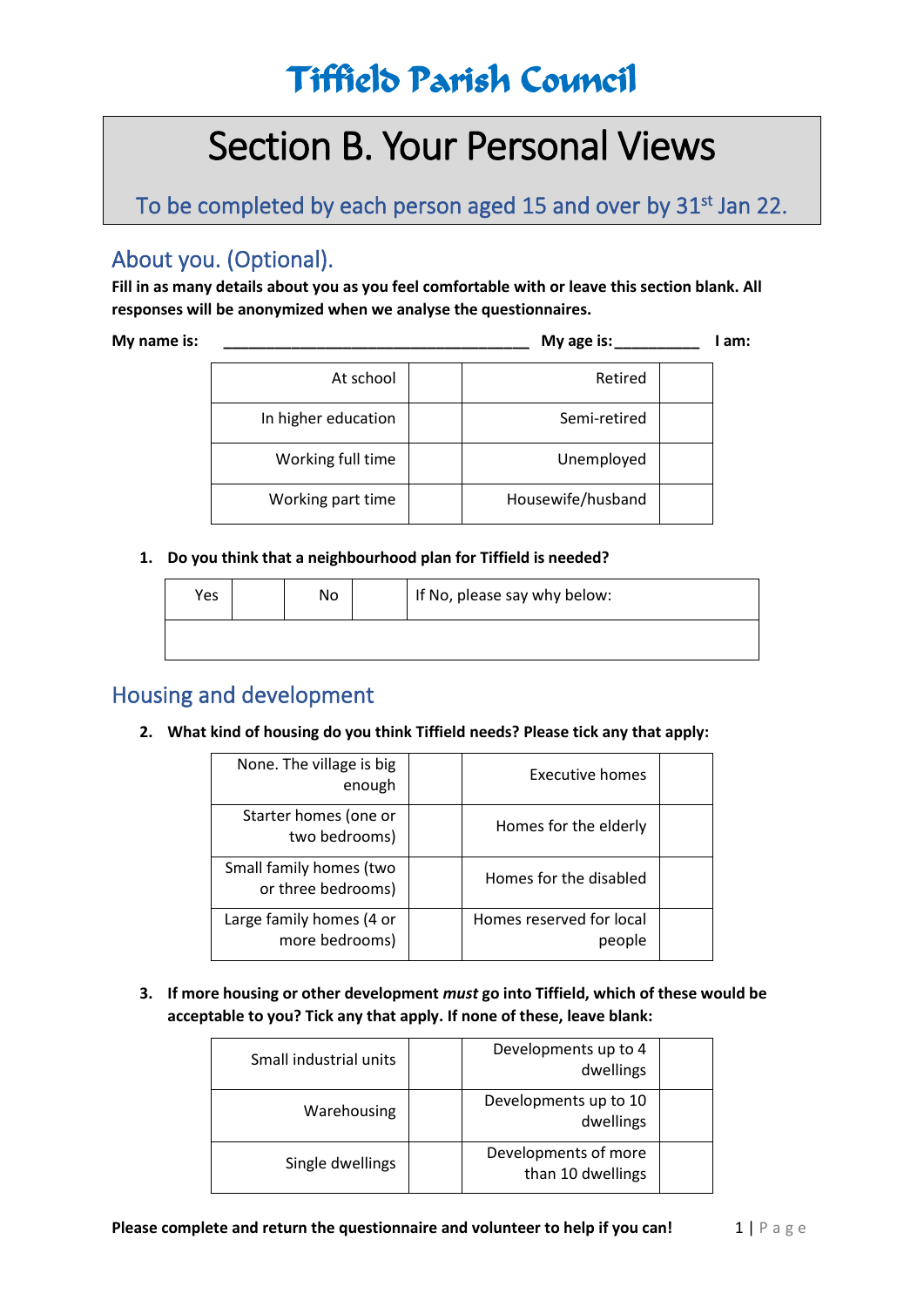# Tiffield Parish Council

## Section B. Your Personal Views

To be completed by each person aged 15 and over by 31st Jan 22.

## About you. (Optional).

**Fill in as many details about you as you feel comfortable with or leave this section blank. All responses will be anonymized when we analyse the questionnaires.**

**My name is:** ____________________________________ **My age is:** __________ **I am:**

| | | | |
|---|---|---|---|
| At school | | Retired | |
| In higher education | | Semi-retired | |
| Working full time | | Unemployed | |
| Working part time | | Housewife/husband | |

1. **Do you think that a neighbourhood plan for Tiffield is needed?**

| Yes | | No | | If No, please say why below: |
|---|---|---|---|---|
| | | | | |

## Housing and development

2. **What kind of housing do you think Tiffield needs? Please tick any that apply:**

| | | | |
|---|---|---|---|
| None. The village is big enough | | Executive homes | |
| Starter homes (one or two bedrooms) | | Homes for the elderly | |
| Small family homes (two or three bedrooms) | | Homes for the disabled | |
| Large family homes (4 or more bedrooms) | | Homes reserved for local people | |

3. **If more housing or other development *must* go into Tiffield, which of these would be acceptable to you? Tick any that apply. If none of these, leave blank:**

| | | | |
|---|---|---|---|
| Small industrial units | | Developments up to 4 dwellings | |
| Warehousing | | Developments up to 10 dwellings | |
| Single dwellings | | Developments of more than 10 dwellings | |

**Please complete and return the questionnaire and volunteer to help if you can!**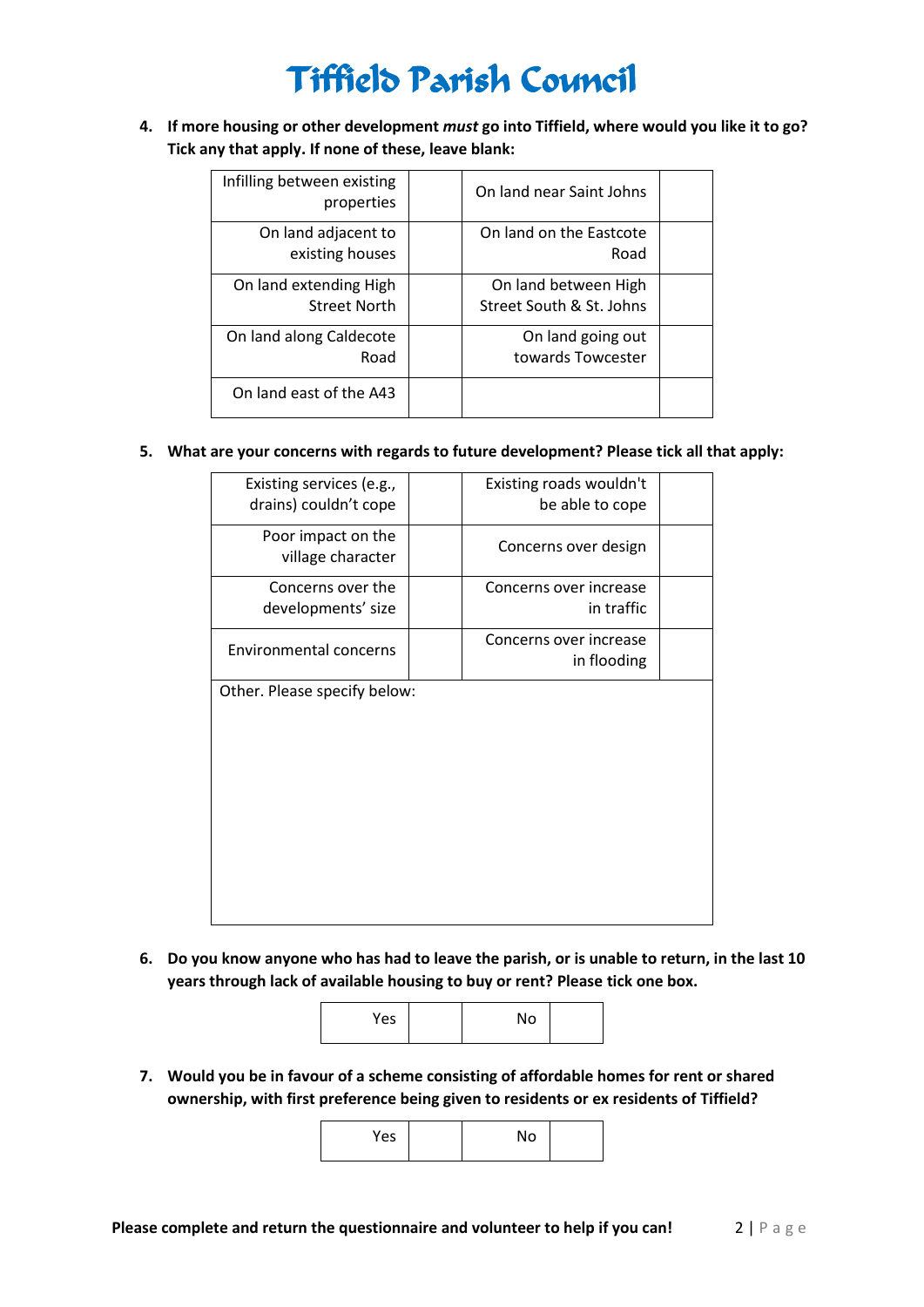# Tiffield Parish Council

4. **If more housing or other development *must* go into Tiffield, where would you like it to go? Tick any that apply. If none of these, leave blank:**

| Option | | Option | |
|---|---|---|---|
| Infilling between existing properties | | On land near Saint Johns | |
| On land adjacent to existing houses | | On land on the Eastcote Road | |
| On land extending High Street North | | On land between High Street South & St. Johns | |
| On land along Caldecote Road | | On land going out towards Towcester | |
| On land east of the A43 | | | |

5. **What are your concerns with regards to future development? Please tick all that apply:**

| Concern | | Concern | |
|---|---|---|---|
| Existing services (e.g., drains) couldn't cope | | Existing roads wouldn't be able to cope | |
| Poor impact on the village character | | Concerns over design | |
| Concerns over the developments' size | | Concerns over increase in traffic | |
| Environmental concerns | | Concerns over increase in flooding | |

Other. Please specify below:

6. **Do you know anyone who has had to leave the parish, or is unable to return, in the last 10 years through lack of available housing to buy or rent? Please tick one box.**

| Yes | | No | |
|---|---|---|---|

7. **Would you be in favour of a scheme consisting of affordable homes for rent or shared ownership, with first preference being given to residents or ex residents of Tiffield?**

| Yes | | No | |
|---|---|---|---|

**Please complete and return the questionnaire and volunteer to help if you can!**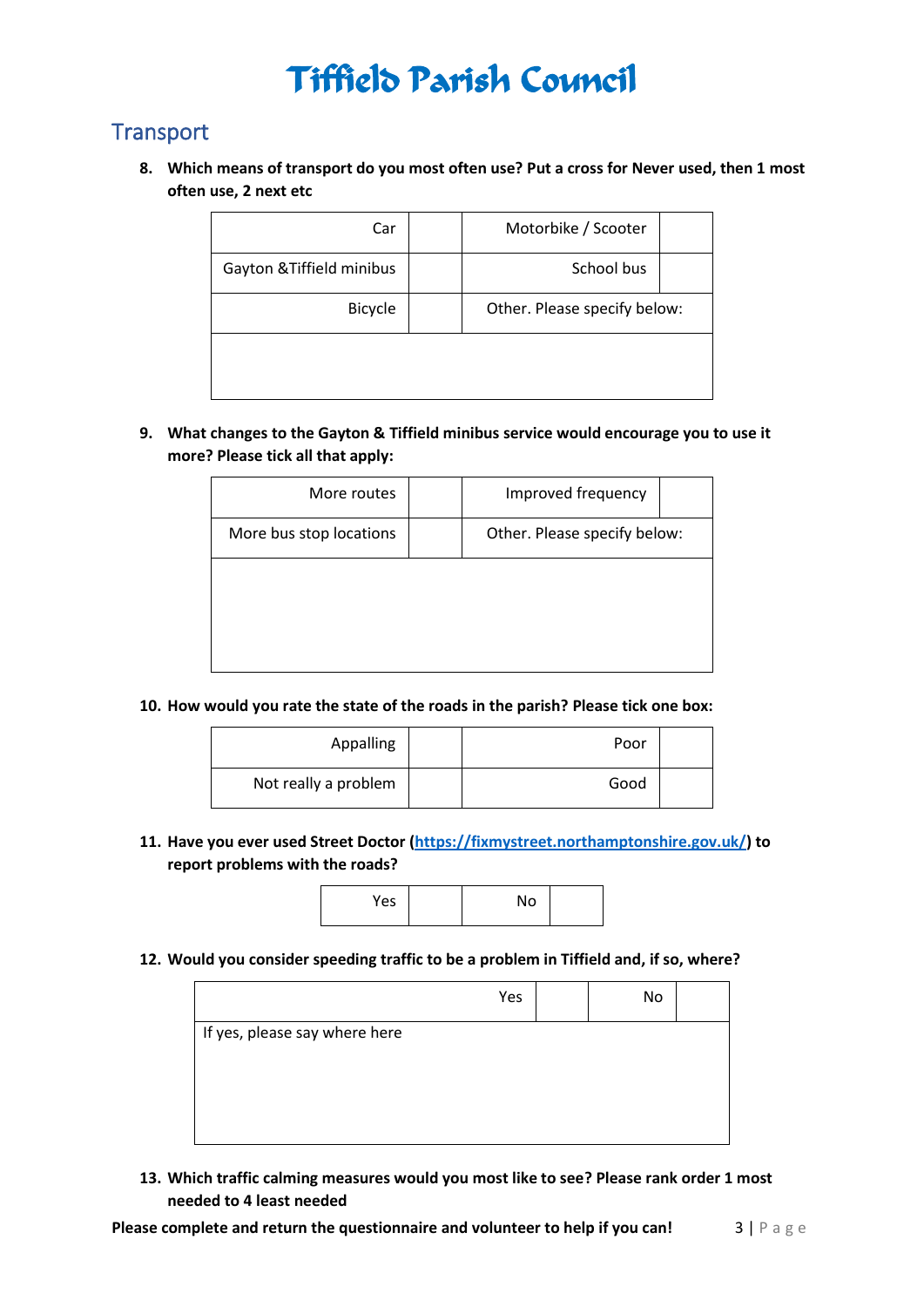# Tiffield Parish Council

## Transport

**8. Which means of transport do you most often use? Put a cross for Never used, then 1 most often use, 2 next etc**

| | | | |
|---|---|---|---|
| Car | | Motorbike / Scooter | |
| Gayton &Tiffield minibus | | School bus | |
| Bicycle | | Other. Please specify below: | |
| | | | |

**9. What changes to the Gayton & Tiffield minibus service would encourage you to use it more? Please tick all that apply:**

| | | | |
|---|---|---|---|
| More routes | | Improved frequency | |
| More bus stop locations | | Other. Please specify below: | |
| | | | |

**10. How would you rate the state of the roads in the parish? Please tick one box:**

| | | | |
|---|---|---|---|
| Appalling | | Poor | |
| Not really a problem | | Good | |

**11. Have you ever used Street Doctor (https://fixmystreet.northamptonshire.gov.uk/) to report problems with the roads?**

| | | | |
|---|---|---|---|
| Yes | | No | |

**12. Would you consider speeding traffic to be a problem in Tiffield and, if so, where?**

| | | | |
|---|---|---|---|
| Yes | | No | |
| If yes, please say where here | | | |

**13. Which traffic calming measures would you most like to see? Please rank order 1 most needed to 4 least needed**

**Please complete and return the questionnaire and volunteer to help if you can!**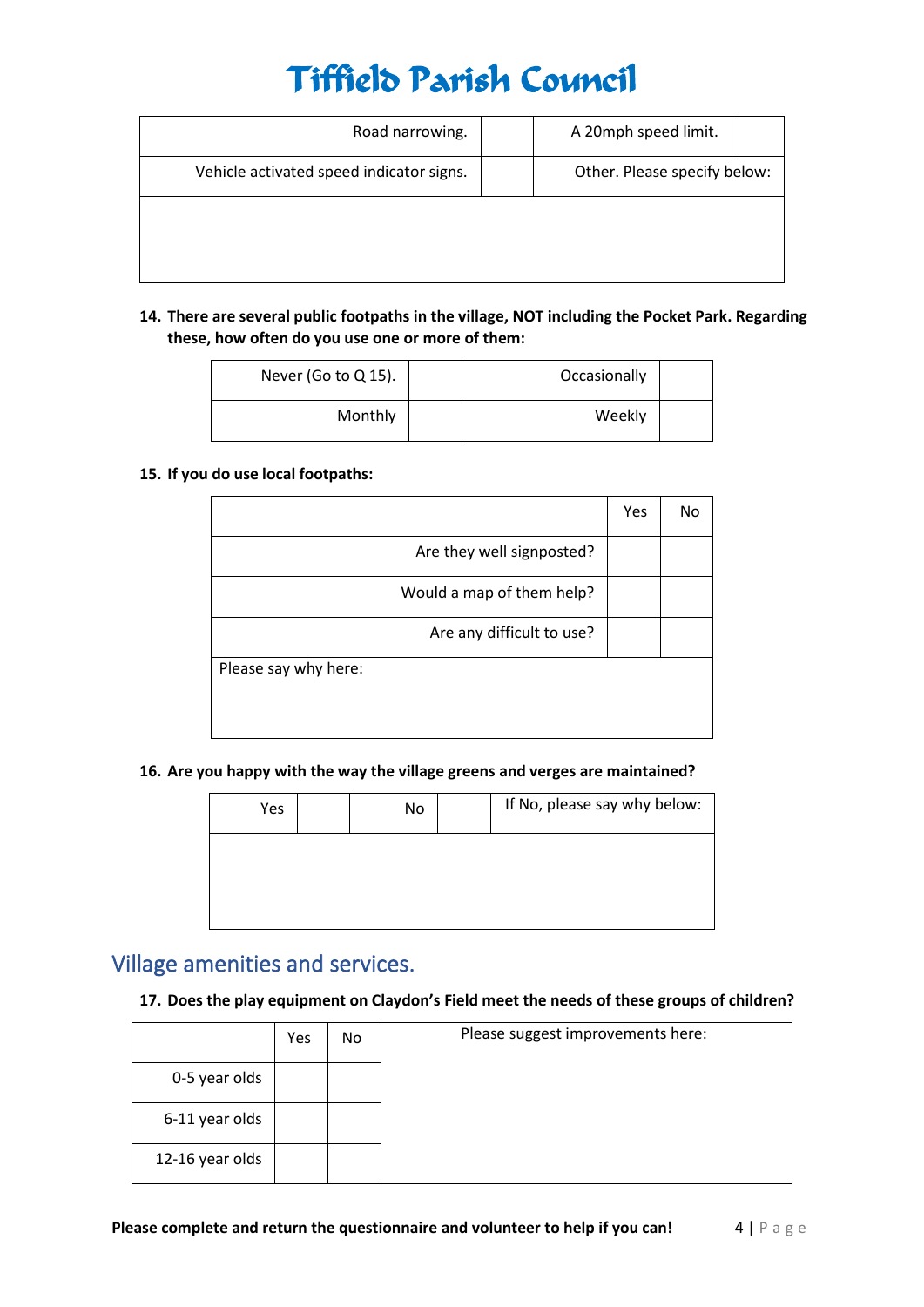| Road narrowing. | | A 20mph speed limit. | |
|---|---|---|---|
| Vehicle activated speed indicator signs. | | Other. Please specify below: | |
| | | | |

**14. There are several public footpaths in the village, NOT including the Pocket Park. Regarding these, how often do you use one or more of them:**

| Never (Go to Q 15). | | Occasionally | |
|---|---|---|---|
| Monthly | | Weekly | |

**15. If you do use local footpaths:**

| | Yes | No |
|---|---|---|
| Are they well signposted? | | |
| Would a map of them help? | | |
| Are any difficult to use? | | |
| Please say why here: | | |

**16. Are you happy with the way the village greens and verges are maintained?**

| Yes | | No | | If No, please say why below: |
|---|---|---|---|---|
| | | | | |

## Village amenities and services.

**17. Does the play equipment on Claydon's Field meet the needs of these groups of children?**

| | Yes | No | Please suggest improvements here: |
|---|---|---|---|
| 0-5 year olds | | | |
| 6-11 year olds | | | |
| 12-16 year olds | | | |

**Please complete and return the questionnaire and volunteer to help if you can!**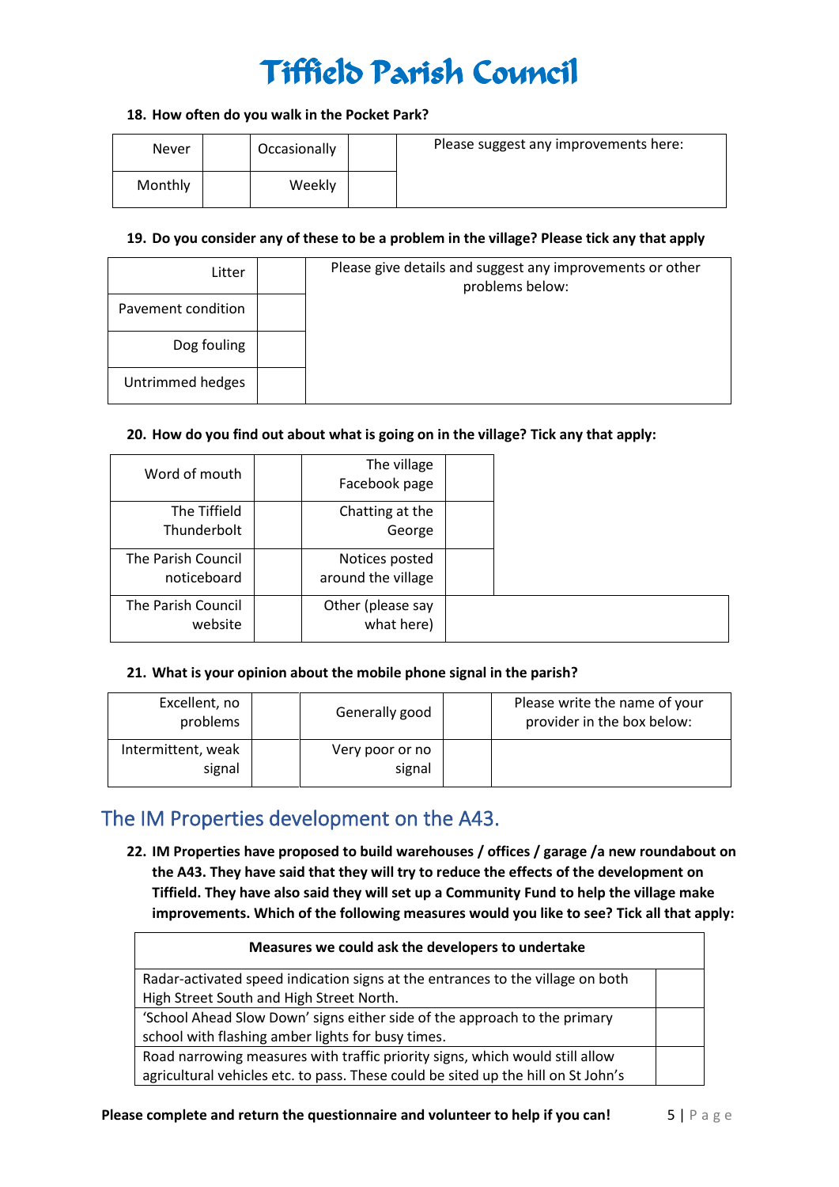# Tiffield Parish Council

**18. How often do you walk in the Pocket Park?**

| Never | | Occasionally | | Please suggest any improvements here: |
|---|---|---|---|---|
| Monthly | | Weekly | | |

**19. Do you consider any of these to be a problem in the village? Please tick any that apply**

| Litter | | Please give details and suggest any improvements or other problems below: |
|---|---|---|
| Pavement condition | | |
| Dog fouling | | |
| Untrimmed hedges | | |

**20. How do you find out about what is going on in the village? Tick any that apply:**

| Word of mouth | | The village Facebook page | |
|---|---|---|---|
| The Tiffield Thunderbolt | | Chatting at the George | |
| The Parish Council noticeboard | | Notices posted around the village | |
| The Parish Council website | | Other (please say what here) | |

**21. What is your opinion about the mobile phone signal in the parish?**

| Excellent, no problems | | Generally good | | Please write the name of your provider in the box below: |
|---|---|---|---|---|
| Intermittent, weak signal | | Very poor or no signal | | |

## The IM Properties development on the A43.

**22. IM Properties have proposed to build warehouses / offices / garage /a new roundabout on the A43. They have said that they will try to reduce the effects of the development on Tiffield. They have also said they will set up a Community Fund to help the village make improvements. Which of the following measures would you like to see? Tick all that apply:**

| Measures we could ask the developers to undertake | |
|---|---|
| Radar-activated speed indication signs at the entrances to the village on both High Street South and High Street North. | |
| 'School Ahead Slow Down' signs either side of the approach to the primary school with flashing amber lights for busy times. | |
| Road narrowing measures with traffic priority signs, which would still allow agricultural vehicles etc. to pass. These could be sited up the hill on St John's | |

**Please complete and return the questionnaire and volunteer to help if you can!**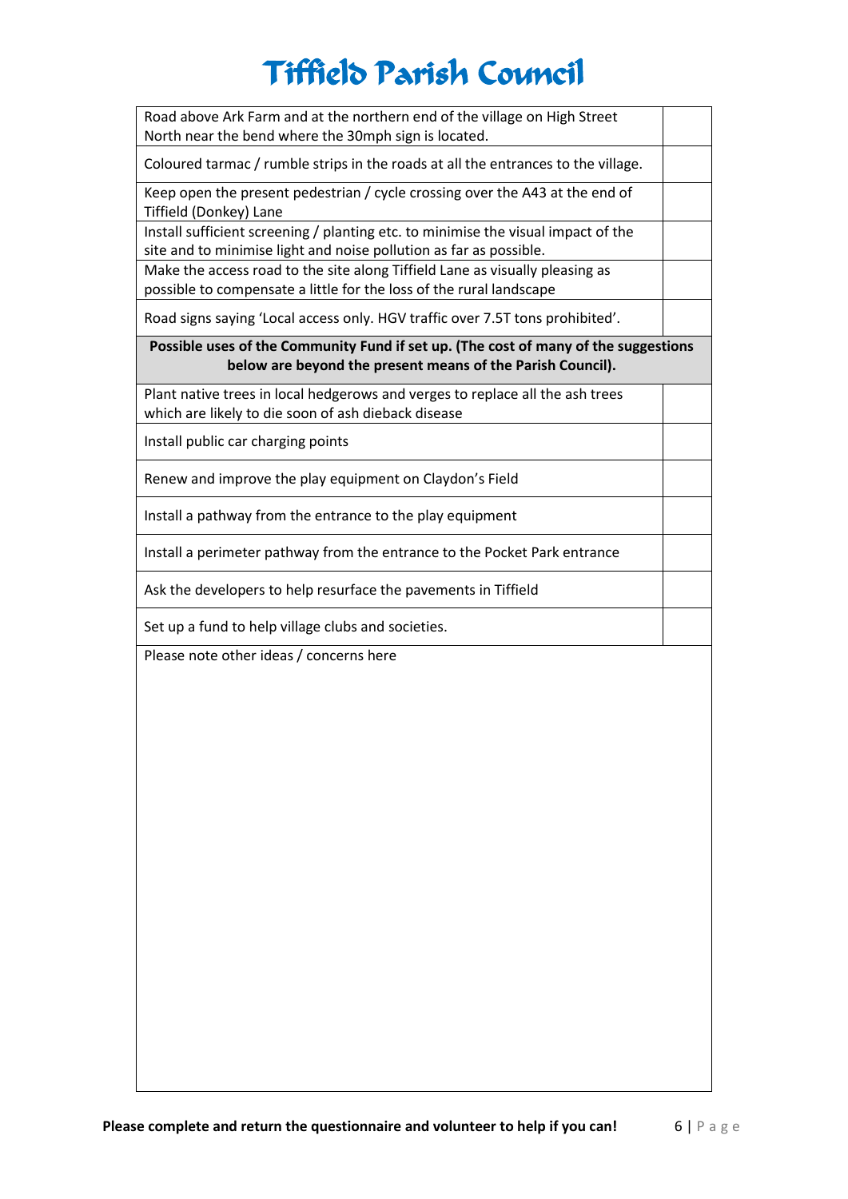# Tiffield Parish Council

| | |
|---|---|
| Road above Ark Farm and at the northern end of the village on High Street North near the bend where the 30mph sign is located. | |
| Coloured tarmac / rumble strips in the roads at all the entrances to the village. | |
| Keep open the present pedestrian / cycle crossing over the A43 at the end of Tiffield (Donkey) Lane | |
| Install sufficient screening / planting etc. to minimise the visual impact of the site and to minimise light and noise pollution as far as possible. | |
| Make the access road to the site along Tiffield Lane as visually pleasing as possible to compensate a little for the loss of the rural landscape | |
| Road signs saying 'Local access only. HGV traffic over 7.5T tons prohibited'. | |
| **Possible uses of the Community Fund if set up. (The cost of many of the suggestions below are beyond the present means of the Parish Council).** | |
| Plant native trees in local hedgerows and verges to replace all the ash trees which are likely to die soon of ash dieback disease | |
| Install public car charging points | |
| Renew and improve the play equipment on Claydon's Field | |
| Install a pathway from the entrance to the play equipment | |
| Install a perimeter pathway from the entrance to the Pocket Park entrance | |
| Ask the developers to help resurface the pavements in Tiffield | |
| Set up a fund to help village clubs and societies. | |
| Please note other ideas / concerns here | |

**Please complete and return the questionnaire and volunteer to help if you can!**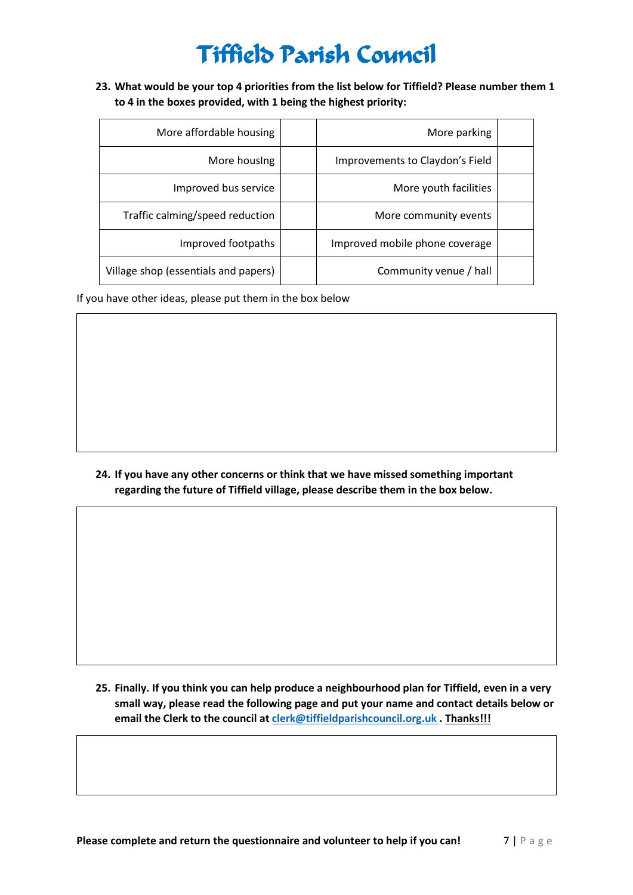# Tiffield Parish Council

**23. What would be your top 4 priorities from the list below for Tiffield? Please number them 1 to 4 in the boxes provided, with 1 being the highest priority:**

| | | | |
|---|---|---|---|
| More affordable housing | | More parking | |
| More housIng | | Improvements to Claydon's Field | |
| Improved bus service | | More youth facilities | |
| Traffic calming/speed reduction | | More community events | |
| Improved footpaths | | Improved mobile phone coverage | |
| Village shop (essentials and papers) | | Community venue / hall | |

If you have other ideas, please put them in the box below

**24. If you have any other concerns or think that we have missed something important regarding the future of Tiffield village, please describe them in the box below.**

**25. Finally. If you think you can help produce a neighbourhood plan for Tiffield, even in a very small way, please read the following page and put your name and contact details below or email the Clerk to the council at [clerk@tiffieldparishcouncil.org.uk](mailto:clerk@tiffieldparishcouncil.org.uk) . Thanks!!!**

**Please complete and return the questionnaire and volunteer to help if you can!**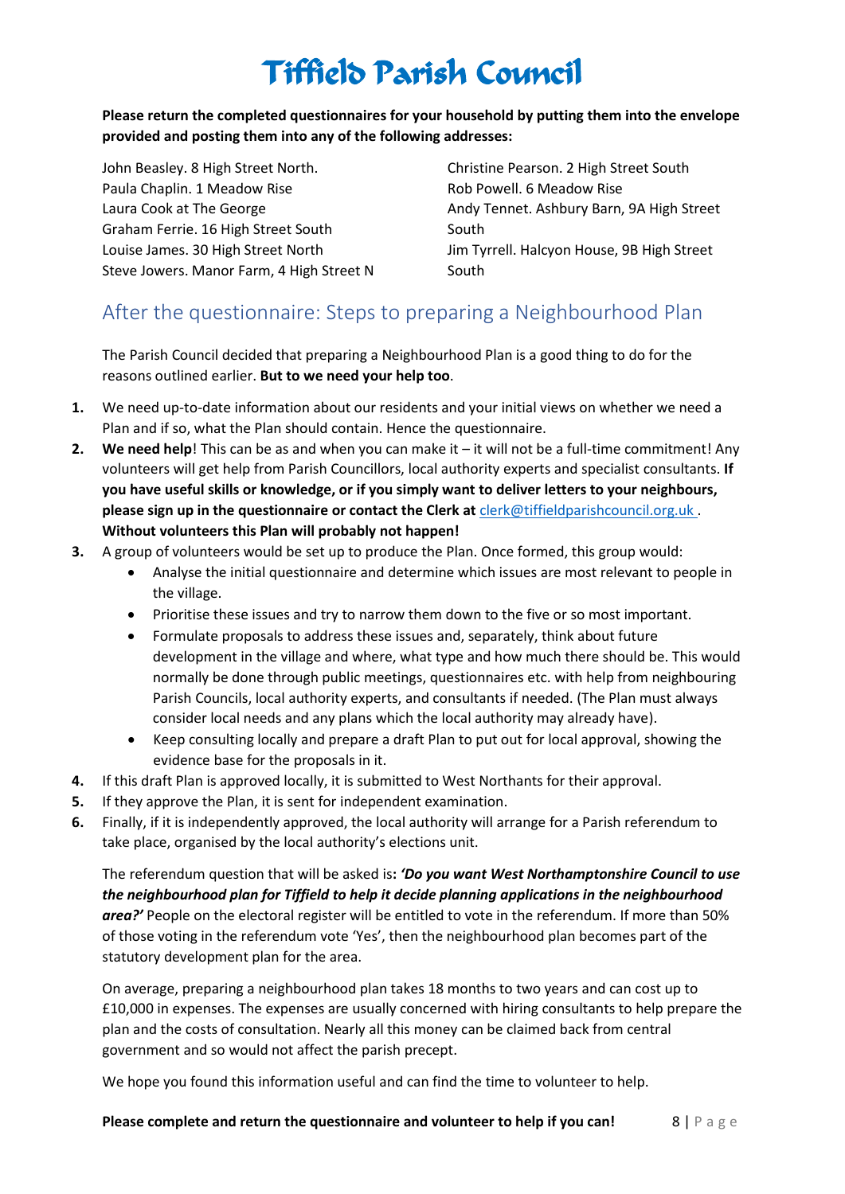# Tiffield Parish Council

**Please return the completed questionnaires for your household by putting them into the envelope provided and posting them into any of the following addresses:**

John Beasley. 8 High Street North.
Paula Chaplin. 1 Meadow Rise
Laura Cook at The George
Graham Ferrie. 16 High Street South
Louise James. 30 High Street North
Steve Jowers. Manor Farm, 4 High Street N
Christine Pearson. 2 High Street South
Rob Powell. 6 Meadow Rise
Andy Tennet. Ashbury Barn, 9A High Street South
Jim Tyrrell. Halcyon House, 9B High Street South

## After the questionnaire: Steps to preparing a Neighbourhood Plan

The Parish Council decided that preparing a Neighbourhood Plan is a good thing to do for the reasons outlined earlier. **But to we need your help too**.

1. We need up-to-date information about our residents and your initial views on whether we need a Plan and if so, what the Plan should contain. Hence the questionnaire.
2. **We need help**! This can be as and when you can make it – it will not be a full-time commitment! Any volunteers will get help from Parish Councillors, local authority experts and specialist consultants. **If you have useful skills or knowledge, or if you simply want to deliver letters to your neighbours, please sign up in the questionnaire or contact the Clerk at** clerk@tiffieldparishcouncil.org.uk . **Without volunteers this Plan will probably not happen!**
3. A group of volunteers would be set up to produce the Plan. Once formed, this group would:
   - Analyse the initial questionnaire and determine which issues are most relevant to people in the village.
   - Prioritise these issues and try to narrow them down to the five or so most important.
   - Formulate proposals to address these issues and, separately, think about future development in the village and where, what type and how much there should be. This would normally be done through public meetings, questionnaires etc. with help from neighbouring Parish Councils, local authority experts, and consultants if needed. (The Plan must always consider local needs and any plans which the local authority may already have).
   - Keep consulting locally and prepare a draft Plan to put out for local approval, showing the evidence base for the proposals in it.
4. If this draft Plan is approved locally, it is submitted to West Northants for their approval.
5. If they approve the Plan, it is sent for independent examination.
6. Finally, if it is independently approved, the local authority will arrange for a Parish referendum to take place, organised by the local authority's elections unit.

The referendum question that will be asked is**:** ***'Do you want West Northamptonshire Council to use the neighbourhood plan for Tiffield to help it decide planning applications in the neighbourhood area?'*** People on the electoral register will be entitled to vote in the referendum. If more than 50% of those voting in the referendum vote 'Yes', then the neighbourhood plan becomes part of the statutory development plan for the area.

On average, preparing a neighbourhood plan takes 18 months to two years and can cost up to £10,000 in expenses. The expenses are usually concerned with hiring consultants to help prepare the plan and the costs of consultation. Nearly all this money can be claimed back from central government and so would not affect the parish precept.

We hope you found this information useful and can find the time to volunteer to help.

**Please complete and return the questionnaire and volunteer to help if you can!**